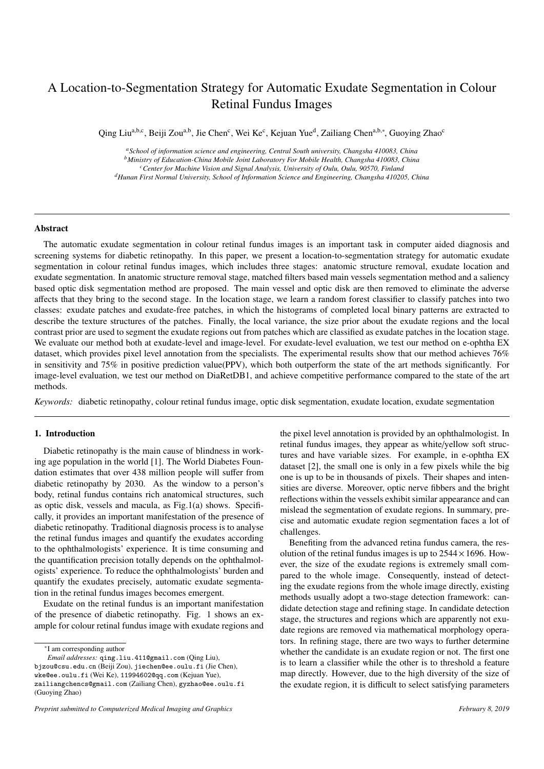# A Location-to-Segmentation Strategy for Automatic Exudate Segmentation in Colour Retinal Fundus Images

Qing Liu[a,b,c], Beiji Zou[a,b], Jie Chen[c], Wei Ke[c], Kejuan Yue[d], Zailiang Chen[a,b,*], Guoying Zhao[c]

[a] *School of information science and engineering, Central South university, Changsha 410083, China*
[b] *Ministry of Education-China Mobile Joint Laboratory For Mobile Health, Changsha 410083, China*
[c] *Center for Machine Vision and Signal Analysis, University of Oulu, Oulu, 90570, Finland*
[d] *Hunan First Normal University, School of Information Science and Engineering, Changsha 410205, China*

---

## Abstract

The automatic exudate segmentation in colour retinal fundus images is an important task in computer aided diagnosis and screening systems for diabetic retinopathy. In this paper, we present a location-to-segmentation strategy for automatic exudate segmentation in colour retinal fundus images, which includes three stages: anatomic structure removal, exudate location and exudate segmentation. In anatomic structure removal stage, matched filters based main vessels segmentation method and a saliency based optic disk segmentation method are proposed. The main vessel and optic disk are then removed to eliminate the adverse affects that they bring to the second stage. In the location stage, we learn a random forest classifier to classify patches into two classes: exudate patches and exudate-free patches, in which the histograms of completed local binary patterns are extracted to describe the texture structures of the patches. Finally, the local variance, the size prior about the exudate regions and the local contrast prior are used to segment the exudate regions out from patches which are classified as exudate patches in the location stage. We evaluate our method both at exudate-level and image-level. For exudate-level evaluation, we test our method on e-ophtha EX dataset, which provides pixel level annotation from the specialists. The experimental results show that our method achieves 76% in sensitivity and 75% in positive prediction value(PPV), which both outperform the state of the art methods significantly. For image-level evaluation, we test our method on DiaRetDB1, and achieve competitive performance compared to the state of the art methods.

*Keywords:* diabetic retinopathy, colour retinal fundus image, optic disk segmentation, exudate location, exudate segmentation

---

## 1. Introduction

Diabetic retinopathy is the main cause of blindness in working age population in the world [1]. The World Diabetes Foundation estimates that over 438 million people will suffer from diabetic retinopathy by 2030. As the window to a person's body, retinal fundus contains rich anatomical structures, such as optic disk, vessels and macula, as Fig.1(a) shows. Specifically, it provides an important manifestation of the presence of diabetic retinopathy. Traditional diagnosis process is to analyse the retinal fundus images and quantify the exudates according to the ophthalmologists' experience. It is time consuming and the quantification precision totally depends on the ophthalmologists' experience. To reduce the ophthalmologists' burden and quantify the exudates precisely, automatic exudate segmentation in the retinal fundus images becomes emergent.

Exudate on the retinal fundus is an important manifestation of the presence of diabetic retinopathy. Fig. 1 shows an example for colour retinal fundus image with exudate regions and the pixel level annotation is provided by an ophthalmologist. In retinal fundus images, they appear as white/yellow soft structures and have variable sizes. For example, in e-ophtha EX dataset [2], the small one is only in a few pixels while the big one is up to be in thousands of pixels. Their shapes and intensities are diverse. Moreover, optic nerve fibbers and the bright reflections within the vessels exhibit similar appearance and can mislead the segmentation of exudate regions. In summary, precise and automatic exudate region segmentation faces a lot of challenges.

Benefiting from the advanced retina fundus camera, the resolution of the retinal fundus images is up to $2544 \times 1696$. However, the size of the exudate regions is extremely small compared to the whole image. Consequently, instead of detecting the exudate regions from the whole image directly, existing methods usually adopt a two-stage detection framework: candidate detection stage and refining stage. In candidate detection stage, the structures and regions which are apparently not exudate regions are removed via mathematical morphology operators. In refining stage, there are two ways to further determine whether the candidate is an exudate region or not. The first one is to learn a classifier while the other is to threshold a feature map directly. However, due to the high diversity of the size of the exudate region, it is difficult to select satisfying parameters

*I am corresponding author
*Email addresses:* qing.liu.411@gmail.com (Qing Liu), bjzou@csu.edu.cn (Beiji Zou), jiechen@ee.oulu.fi (Jie Chen), wke@ee.oulu.fi (Wei Ke), 11994602@qq.com (Kejuan Yue), zailiangchencs@gmail.com (Zailiang Chen), gyzhao@ee.oulu.fi (Guoying Zhao)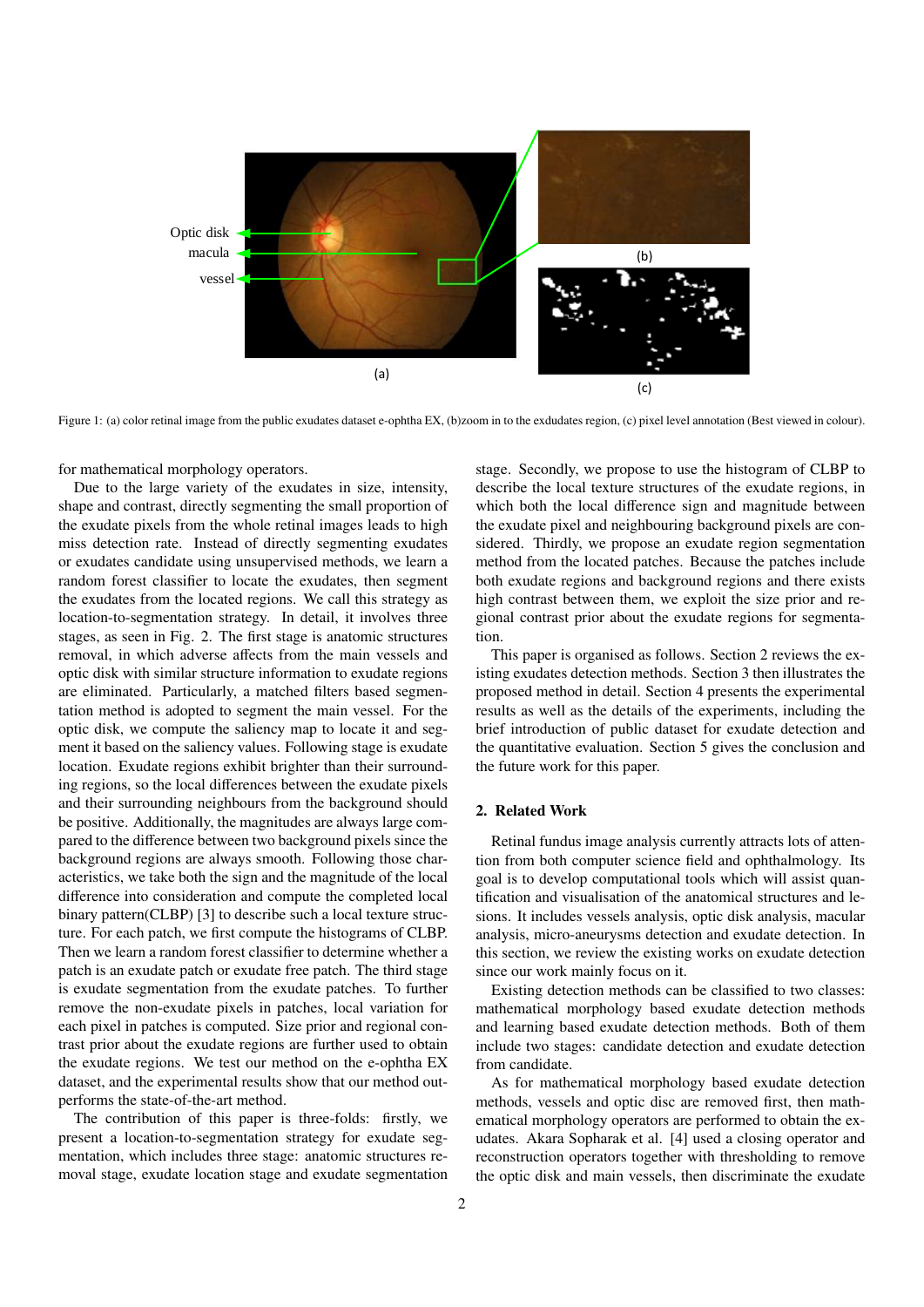Optic disk

macula

vessel

(a)

(b)

(c)

Figure 1: (a) color retinal image from the public exudates dataset e-ophtha EX, (b)zoom in to the exdudates region, (c) pixel level annotation (Best viewed in colour).

for mathematical morphology operators.

Due to the large variety of the exudates in size, intensity, shape and contrast, directly segmenting the small proportion of the exudate pixels from the whole retinal images leads to high miss detection rate. Instead of directly segmenting exudates or exudates candidate using unsupervised methods, we learn a random forest classifier to locate the exudates, then segment the exudates from the located regions. We call this strategy as location-to-segmentation strategy. In detail, it involves three stages, as seen in Fig. 2. The first stage is anatomic structures removal, in which adverse affects from the main vessels and optic disk with similar structure information to exudate regions are eliminated. Particularly, a matched filters based segmentation method is adopted to segment the main vessel. For the optic disk, we compute the saliency map to locate it and segment it based on the saliency values. Following stage is exudate location. Exudate regions exhibit brighter than their surrounding regions, so the local differences between the exudate pixels and their surrounding neighbours from the background should be positive. Additionally, the magnitudes are always large compared to the difference between two background pixels since the background regions are always smooth. Following those characteristics, we take both the sign and the magnitude of the local difference into consideration and compute the completed local binary pattern(CLBP) [3] to describe such a local texture structure. For each patch, we first compute the histograms of CLBP. Then we learn a random forest classifier to determine whether a patch is an exudate patch or exudate free patch. The third stage is exudate segmentation from the exudate patches. To further remove the non-exudate pixels in patches, local variation for each pixel in patches is computed. Size prior and regional contrast prior about the exudate regions are further used to obtain the exudate regions. We test our method on the e-ophtha EX dataset, and the experimental results show that our method outperforms the state-of-the-art method.

The contribution of this paper is three-folds: firstly, we present a location-to-segmentation strategy for exudate segmentation, which includes three stage: anatomic structures removal stage, exudate location stage and exudate segmentation stage. Secondly, we propose to use the histogram of CLBP to describe the local texture structures of the exudate regions, in which both the local difference sign and magnitude between the exudate pixel and neighbouring background pixels are considered. Thirdly, we propose an exudate region segmentation method from the located patches. Because the patches include both exudate regions and background regions and there exists high contrast between them, we exploit the size prior and regional contrast prior about the exudate regions for segmentation.

This paper is organised as follows. Section 2 reviews the existing exudates detection methods. Section 3 then illustrates the proposed method in detail. Section 4 presents the experimental results as well as the details of the experiments, including the brief introduction of public dataset for exudate detection and the quantitative evaluation. Section 5 gives the conclusion and the future work for this paper.

## 2. Related Work

Retinal fundus image analysis currently attracts lots of attention from both computer science field and ophthalmology. Its goal is to develop computational tools which will assist quantification and visualisation of the anatomical structures and lesions. It includes vessels analysis, optic disk analysis, macular analysis, micro-aneurysms detection and exudate detection. In this section, we review the existing works on exudate detection since our work mainly focus on it.

Existing detection methods can be classified to two classes: mathematical morphology based exudate detection methods and learning based exudate detection methods. Both of them include two stages: candidate detection and exudate detection from candidate.

As for mathematical morphology based exudate detection methods, vessels and optic disc are removed first, then mathematical morphology operators are performed to obtain the exudates. Akara Sopharak et al. [4] used a closing operator and reconstruction operators together with thresholding to remove the optic disk and main vessels, then discriminate the exudate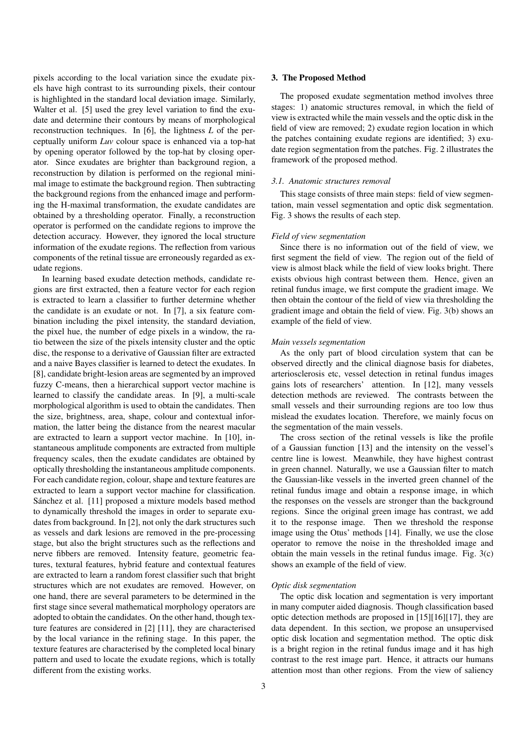pixels according to the local variation since the exudate pixels have high contrast to its surrounding pixels, their contour is highlighted in the standard local deviation image. Similarly, Walter et al. [5] used the grey level variation to find the exudate and determine their contours by means of morphological reconstruction techniques. In [6], the lightness $L$ of the perceptually uniform *Luv* colour space is enhanced via a top-hat by opening operator followed by the top-hat by closing operator. Since exudates are brighter than background region, a reconstruction by dilation is performed on the regional minimal image to estimate the background region. Then subtracting the background regions from the enhanced image and performing the H-maximal transformation, the exudate candidates are obtained by a thresholding operator. Finally, a reconstruction operator is performed on the candidate regions to improve the detection accuracy. However, they ignored the local structure information of the exudate regions. The reflection from various components of the retinal tissue are erroneously regarded as exudate regions.

In learning based exudate detection methods, candidate regions are first extracted, then a feature vector for each region is extracted to learn a classifier to further determine whether the candidate is an exudate or not. In [7], a six feature combination including the pixel intensity, the standard deviation, the pixel hue, the number of edge pixels in a window, the ratio between the size of the pixels intensity cluster and the optic disc, the response to a derivative of Gaussian filter are extracted and a naive Bayes classifier is learned to detect the exudates. In [8], candidate bright-lesion areas are segmented by an improved fuzzy C-means, then a hierarchical support vector machine is learned to classify the candidate areas. In [9], a multi-scale morphological algorithm is used to obtain the candidates. Then the size, brightness, area, shape, colour and contextual information, the latter being the distance from the nearest macular are extracted to learn a support vector machine. In [10], instantaneous amplitude components are extracted from multiple frequency scales, then the exudate candidates are obtained by optically thresholding the instantaneous amplitude components. For each candidate region, colour, shape and texture features are extracted to learn a support vector machine for classification. Sánchez et al. [11] proposed a mixture models based method to dynamically threshold the images in order to separate exudates from background. In [2], not only the dark structures such as vessels and dark lesions are removed in the pre-processing stage, but also the bright structures such as the reflections and nerve fibbers are removed. Intensity feature, geometric features, textural features, hybrid feature and contextual features are extracted to learn a random forest classifier such that bright structures which are not exudates are removed. However, on one hand, there are several parameters to be determined in the first stage since several mathematical morphology operators are adopted to obtain the candidates. On the other hand, though texture features are considered in [2] [11], they are characterised by the local variance in the refining stage. In this paper, the texture features are characterised by the completed local binary pattern and used to locate the exudate regions, which is totally different from the existing works.

## 3. The Proposed Method

The proposed exudate segmentation method involves three stages: 1) anatomic structures removal, in which the field of view is extracted while the main vessels and the optic disk in the field of view are removed; 2) exudate region location in which the patches containing exudate regions are identified; 3) exudate region segmentation from the patches. Fig. 2 illustrates the framework of the proposed method.

### *3.1. Anatomic structures removal*

This stage consists of three main steps: field of view segmentation, main vessel segmentation and optic disk segmentation. Fig. 3 shows the results of each step.

#### *Field of view segmentation*

Since there is no information out of the field of view, we first segment the field of view. The region out of the field of view is almost black while the field of view looks bright. There exists obvious high contrast between them. Hence, given an retinal fundus image, we first compute the gradient image. We then obtain the contour of the field of view via thresholding the gradient image and obtain the field of view. Fig. 3(b) shows an example of the field of view.

#### *Main vessels segmentation*

As the only part of blood circulation system that can be observed directly and the clinical diagnose basis for diabetes, arteriosclerosis etc, vessel detection in retinal fundus images gains lots of researchers' attention. In [12], many vessels detection methods are reviewed. The contrasts between the small vessels and their surrounding regions are too low thus mislead the exudates location. Therefore, we mainly focus on the segmentation of the main vessels.

The cross section of the retinal vessels is like the profile of a Gaussian function [13] and the intensity on the vessel's centre line is lowest. Meanwhile, they have highest contrast in green channel. Naturally, we use a Gaussian filter to match the Gaussian-like vessels in the inverted green channel of the retinal fundus image and obtain a response image, in which the responses on the vessels are stronger than the background regions. Since the original green image has contrast, we add it to the response image. Then we threshold the response image using the Otus' methods [14]. Finally, we use the close operator to remove the noise in the thresholded image and obtain the main vessels in the retinal fundus image. Fig. 3(c) shows an example of the field of view.

#### *Optic disk segmentation*

The optic disk location and segmentation is very important in many computer aided diagnosis. Though classification based optic detection methods are proposed in [15][16][17], they are data dependent. In this section, we propose an unsupervised optic disk location and segmentation method. The optic disk is a bright region in the retinal fundus image and it has high contrast to the rest image part. Hence, it attracts our humans attention most than other regions. From the view of saliency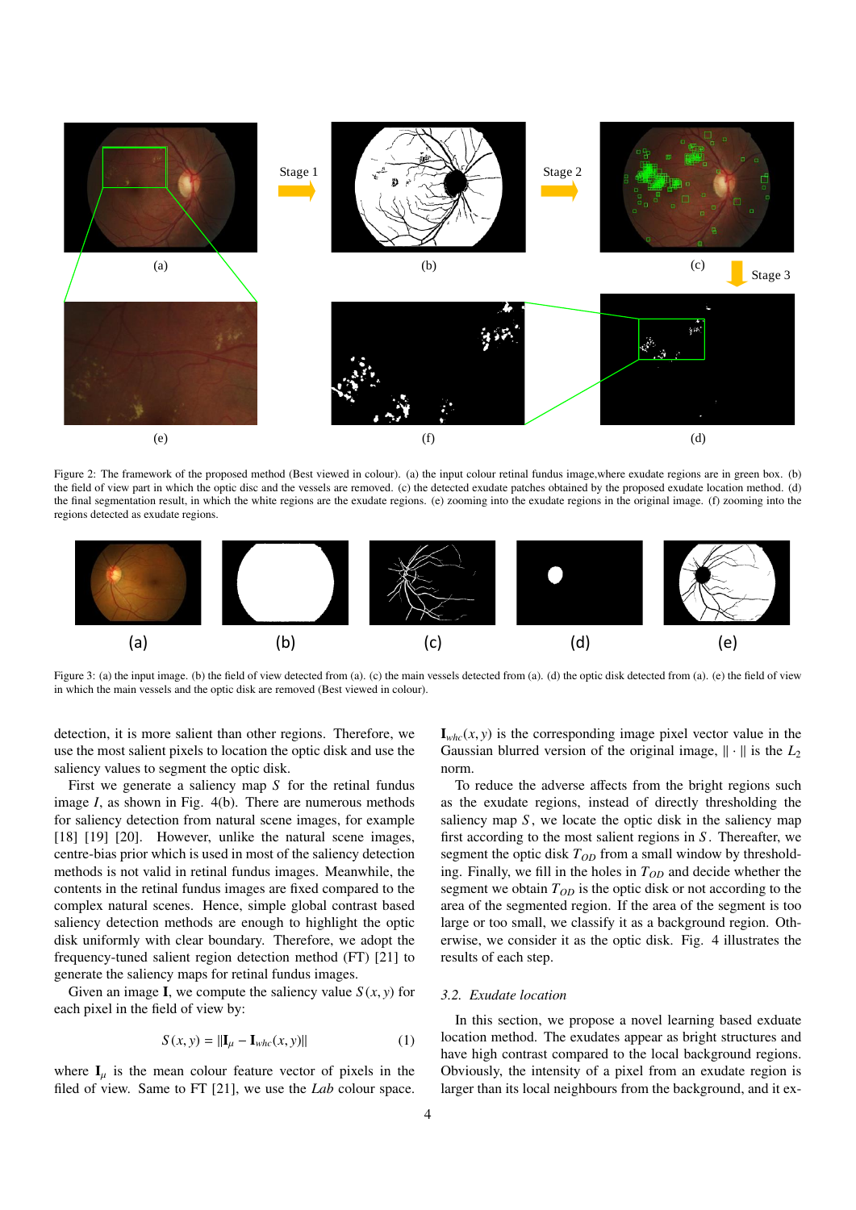Figure 2: The framework of the proposed method (Best viewed in colour). (a) the input colour retinal fundus image,where exudate regions are in green box. (b) the field of view part in which the optic disc and the vessels are removed. (c) the detected exudate patches obtained by the proposed exudate location method. (d) the final segmentation result, in which the white regions are the exudate regions. (e) zooming into the exudate regions in the original image. (f) zooming into the regions detected as exudate regions.

Figure 3: (a) the input image. (b) the field of view detected from (a). (c) the main vessels detected from (a). (d) the optic disk detected from (a). (e) the field of view in which the main vessels and the optic disk are removed (Best viewed in colour).

detection, it is more salient than other regions. Therefore, we use the most salient pixels to location the optic disk and use the saliency values to segment the optic disk.

First we generate a saliency map $S$ for the retinal fundus image $I$, as shown in Fig. 4(b). There are numerous methods for saliency detection from natural scene images, for example [18] [19] [20]. However, unlike the natural scene images, centre-bias prior which is used in most of the saliency detection methods is not valid in retinal fundus images. Meanwhile, the contents in the retinal fundus images are fixed compared to the complex natural scenes. Hence, simple global contrast based saliency detection methods are enough to highlight the optic disk uniformly with clear boundary. Therefore, we adopt the frequency-tuned salient region detection method (FT) [21] to generate the saliency maps for retinal fundus images.

Given an image $\mathbf{I}$, we compute the saliency value $S(x, y)$ for each pixel in the field of view by:

$$S(x, y) = \|\mathbf{I}_{\mu} - \mathbf{I}_{whc}(x, y)\| \tag{1}$$

where $\mathbf{I}_{\mu}$ is the mean colour feature vector of pixels in the filed of view. Same to FT [21], we use the *Lab* colour space. $\mathbf{I}_{whc}(x, y)$ is the corresponding image pixel vector value in the Gaussian blurred version of the original image, $\|\cdot\|$ is the $L_2$ norm.

To reduce the adverse affects from the bright regions such as the exudate regions, instead of directly thresholding the saliency map $S$, we locate the optic disk in the saliency map first according to the most salient regions in $S$. Thereafter, we segment the optic disk $T_{OD}$ from a small window by thresholding. Finally, we fill in the holes in $T_{OD}$ and decide whether the segment we obtain $T_{OD}$ is the optic disk or not according to the area of the segmented region. If the area of the segment is too large or too small, we classify it as a background region. Otherwise, we consider it as the optic disk. Fig. 4 illustrates the results of each step.

### 3.2. Exudate location

In this section, we propose a novel learning based exudate location method. The exudates appear as bright structures and have high contrast compared to the local background regions. Obviously, the intensity of a pixel from an exudate region is larger than its local neighbours from the background, and it ex-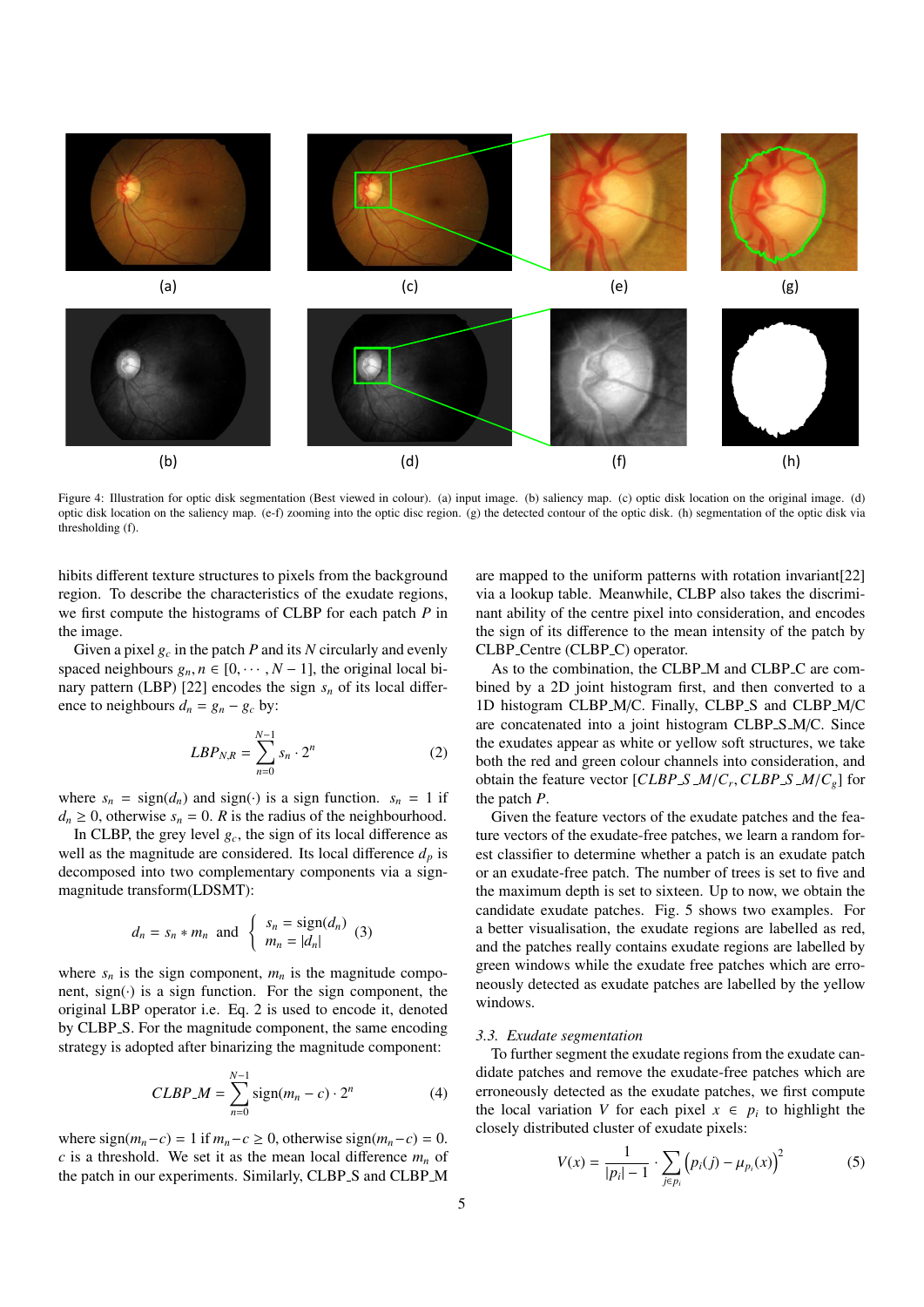Figure 4: Illustration for optic disk segmentation (Best viewed in colour). (a) input image. (b) saliency map. (c) optic disk location on the original image. (d) optic disk location on the saliency map. (e-f) zooming into the optic disc region. (g) the detected contour of the optic disk. (h) segmentation of the optic disk via thresholding (f).

hibits different texture structures to pixels from the background region. To describe the characteristics of the exudate regions, we first compute the histograms of CLBP for each patch $P$ in the image.

Given a pixel $g_c$ in the patch $P$ and its $N$ circularly and evenly spaced neighbours $g_n, n \in [0, \cdots, N-1]$, the original local binary pattern (LBP) [22] encodes the sign $s_n$ of its local difference to neighbours $d_n = g_n - g_c$ by:

$$LBP_{N,R} = \sum_{n=0}^{N-1} s_n \cdot 2^n \tag{2}$$

where $s_n = \text{sign}(d_n)$ and $\text{sign}(\cdot)$ is a sign function. $s_n = 1$ if $d_n \geq 0$, otherwise $s_n = 0$. $R$ is the radius of the neighbourhood.

In CLBP, the grey level $g_c$, the sign of its local difference as well as the magnitude are considered. Its local difference $d_p$ is decomposed into two complementary components via a sign-magnitude transform(LDSMT):

$$d_n = s_n * m_n \text{ and } \begin{cases} s_n = \text{sign}(d_n) \\ m_n = |d_n| \end{cases} \tag{3}$$

where $s_n$ is the sign component, $m_n$ is the magnitude component, $\text{sign}(\cdot)$ is a sign function. For the sign component, the original LBP operator i.e. Eq. 2 is used to encode it, denoted by CLBP_S. For the magnitude component, the same encoding strategy is adopted after binarizing the magnitude component:

$$CLBP\_M = \sum_{n=0}^{N-1} \text{sign}(m_n - c) \cdot 2^n \tag{4}$$

where $\text{sign}(m_n - c) = 1$ if $m_n - c \geq 0$, otherwise $\text{sign}(m_n - c) = 0$. $c$ is a threshold. We set it as the mean local difference $m_n$ of the patch in our experiments. Similarly, CLBP_S and CLBP_M are mapped to the uniform patterns with rotation invariant[22] via a lookup table. Meanwhile, CLBP also takes the discriminant ability of the centre pixel into consideration, and encodes the sign of its difference to the mean intensity of the patch by CLBP_Centre (CLBP_C) operator.

As to the combination, the CLBP_M and CLBP_C are combined by a 2D joint histogram first, and then converted to a 1D histogram CLBP_M/C. Finally, CLBP_S and CLBP_M/C are concatenated into a joint histogram CLBP_S_M/C. Since the exudates appear as white or yellow soft structures, we take both the red and green colour channels into consideration, and obtain the feature vector $[CLBP\_S\_M/C_r, CLBP\_S\_M/C_g]$ for the patch $P$.

Given the feature vectors of the exudate patches and the feature vectors of the exudate-free patches, we learn a random forest classifier to determine whether a patch is an exudate patch or an exudate-free patch. The number of trees is set to five and the maximum depth is set to sixteen. Up to now, we obtain the candidate exudate patches. Fig. 5 shows two examples. For a better visualisation, the exudate regions are labelled as red, and the patches really contains exudate regions are labelled by green windows while the exudate free patches which are erroneously detected as exudate patches are labelled by the yellow windows.

### 3.3. Exudate segmentation

To further segment the exudate regions from the exudate candidate patches and remove the exudate-free patches which are erroneously detected as the exudate patches, we first compute the local variation $V$ for each pixel $x \in p_i$ to highlight the closely distributed cluster of exudate pixels:

$$V(x) = \frac{1}{|p_i| - 1} \cdot \sum_{j \in p_i} \left(p_i(j) - \mu_{p_i}(x)\right)^2 \tag{5}$$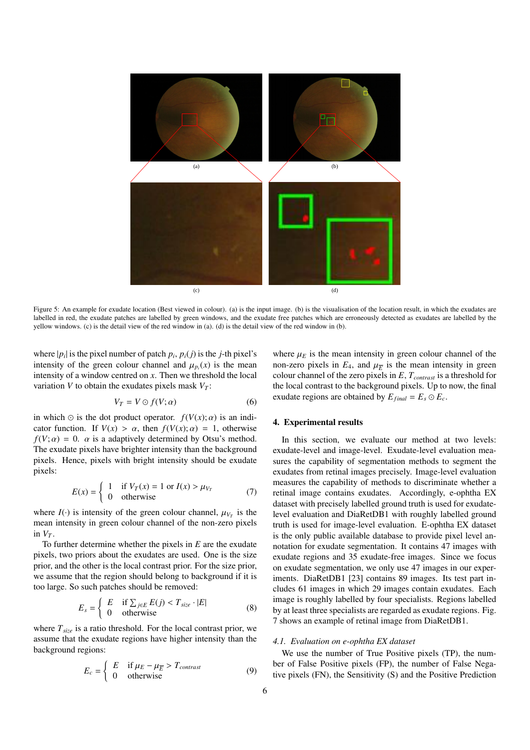Figure 5: An example for exudate location (Best viewed in colour). (a) is the input image. (b) is the visualisation of the location result, in which the exudates are labelled in red, the exudate patches are labelled by green windows, and the exudate free patches which are erroneously detected as exudates are labelled by the yellow windows. (c) is the detail view of the red window in (a). (d) is the detail view of the red window in (b).

where $|p_i|$ is the pixel number of patch $p_i$, $p_i(j)$ is the $j$-th pixel's intensity of the green colour channel and $\mu_{p_i}(x)$ is the mean intensity of a window centred on $x$. Then we threshold the local variation $V$ to obtain the exudates pixels mask $V_T$:

$$V_T = V \odot f(V;\alpha) \tag{6}$$

in which $\odot$ is the dot product operator. $f(V(x);\alpha)$ is an indicator function. If $V(x) > \alpha$, then $f(V(x);\alpha) = 1$, otherwise $f(V;\alpha) = 0$. $\alpha$ is a adaptively determined by Otsu's method. The exudate pixels have brighter intensity than the background pixels. Hence, pixels with bright intensity should be exudate pixels:

$$E(x) = \begin{cases} 1 & \text{if } V_T(x) = 1 \text{ or } I(x) > \mu_{V_T} \\ 0 & \text{otherwise} \end{cases} \tag{7}$$

where $I(\cdot)$ is intensity of the green colour channel, $\mu_{V_T}$ is the mean intensity in green colour channel of the non-zero pixels in $V_T$.

To further determine whether the pixels in $E$ are the exudate pixels, two priors about the exudates are used. One is the size prior, and the other is the local contrast prior. For the size prior, we assume that the region should belong to background if it is too large. So such patches should be removed:

$$E_s = \begin{cases} E & \text{if } \sum_{j \in E} E(j) < T_{size} \cdot |E| \\ 0 & \text{otherwise} \end{cases} \tag{8}$$

where $T_{size}$ is a ratio threshold. For the local contrast prior, we assume that the exudate regions have higher intensity than the background regions:

$$E_c = \begin{cases} E & \text{if } \mu_E - \mu_{\overline{E}} > T_{contrast} \\ 0 & \text{otherwise} \end{cases} \tag{9}$$

where $\mu_E$ is the mean intensity in green colour channel of the non-zero pixels in $E_4$, and $\mu_{\overline{E}}$ is the mean intensity in green colour channel of the zero pixels in $E$, $T_{contrast}$ is a threshold for the local contrast to the background pixels. Up to now, the final exudate regions are obtained by $E_{final} = E_s \odot E_c$.

## 4. Experimental results

In this section, we evaluate our method at two levels: exudate-level and image-level. Exudate-level evaluation measures the capability of segmentation methods to segment the exudates from retinal images precisely. Image-level evaluation measures the capability of methods to discriminate whether a retinal image contains exudates. Accordingly, e-ophtha EX dataset with precisely labelled ground truth is used for exudate-level evaluation and DiaRetDB1 with roughly labelled ground truth is used for image-level evaluation. E-ophtha EX dataset is the only public available database to provide pixel level annotation for exudate segmentation. It contains 47 images with exudate regions and 35 exudate-free images. Since we focus on exudate segmentation, we only use 47 images in our experiments. DiaRetDB1 [23] contains 89 images. Its test part includes 61 images in which 29 images contain exudates. Each image is roughly labelled by four specialists. Regions labelled by at least three specialists are regarded as exudate regions. Fig. 7 shows an example of retinal image from DiaRetDB1.

### *4.1. Evaluation on e-ophtha EX dataset*

We use the number of True Positive pixels (TP), the number of False Positive pixels (FP), the number of False Negative pixels (FN), the Sensitivity (S) and the Positive Prediction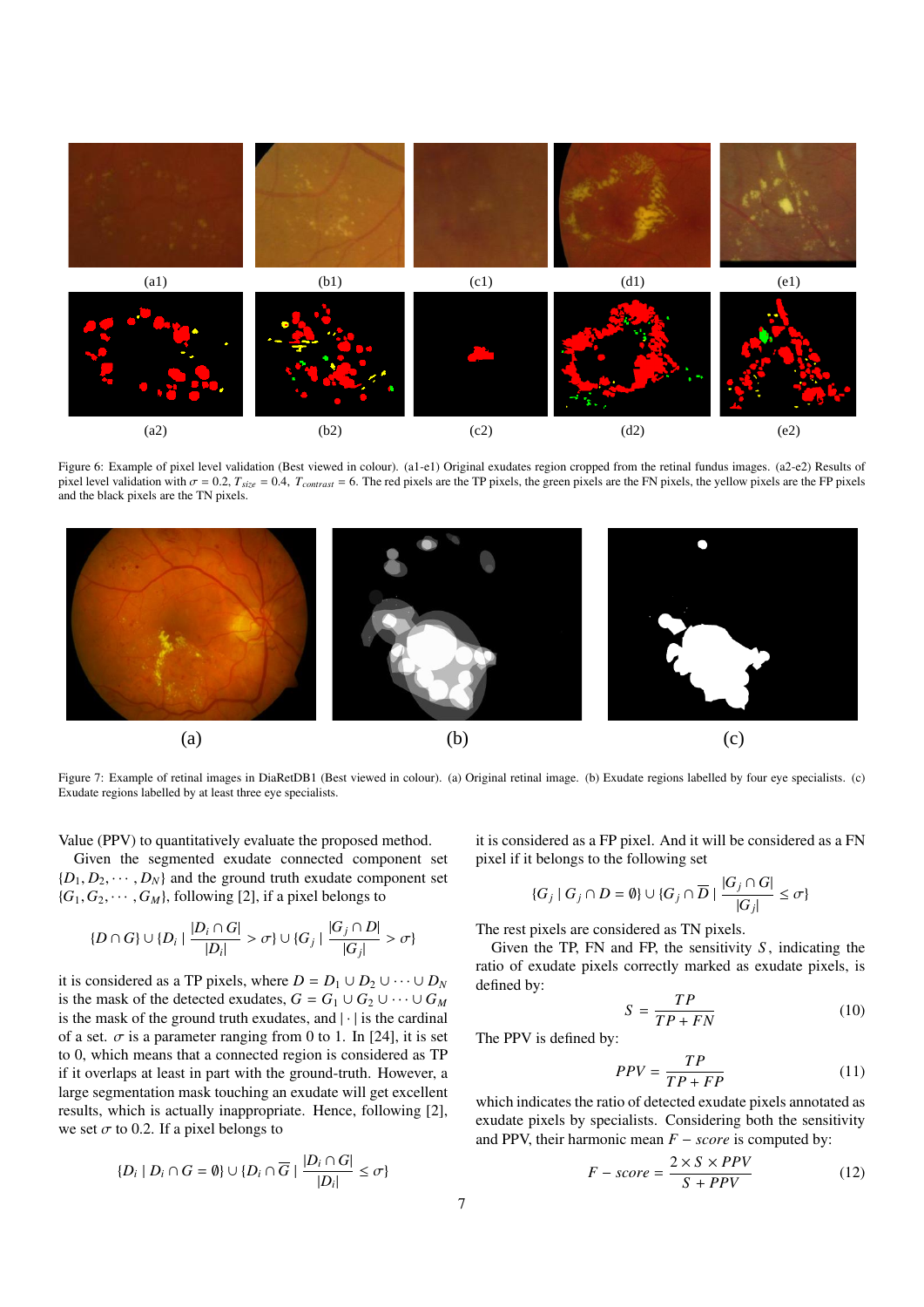(a1) (b1) (c1) (d1) (e1)

(a2) (b2) (c2) (d2) (e2)

Figure 6: Example of pixel level validation (Best viewed in colour). (a1-e1) Original exudates region cropped from the retinal fundus images. (a2-e2) Results of pixel level validation with $\sigma = 0.2$, $T_{size} = 0.4$, $T_{contrast} = 6$. The red pixels are the TP pixels, the green pixels are the FN pixels, the yellow pixels are the FP pixels and the black pixels are the TN pixels.

(a) (b) (c)

Figure 7: Example of retinal images in DiaRetDB1 (Best viewed in colour). (a) Original retinal image. (b) Exudate regions labelled by four eye specialists. (c) Exudate regions labelled by at least three eye specialists.

Value (PPV) to quantitatively evaluate the proposed method.

Given the segmented exudate connected component set $\{D_1, D_2, \cdots, D_N\}$ and the ground truth exudate component set $\{G_1, G_2, \cdots, G_M\}$, following [2], if a pixel belongs to

$$\{D \cap G\} \cup \{D_i \mid \frac{|D_i \cap G|}{|D_i|} > \sigma\} \cup \{G_j \mid \frac{|G_j \cap D|}{|G_j|} > \sigma\}$$

it is considered as a TP pixels, where $D = D_1 \cup D_2 \cup \cdots \cup D_N$ is the mask of the detected exudates, $G = G_1 \cup G_2 \cup \cdots \cup G_M$ is the mask of the ground truth exudates, and $|\cdot|$ is the cardinal of a set. $\sigma$ is a parameter ranging from 0 to 1. In [24], it is set to 0, which means that a connected region is considered as TP if it overlaps at least in part with the ground-truth. However, a large segmentation mask touching an exudate will get excellent results, which is actually inappropriate. Hence, following [2], we set $\sigma$ to 0.2. If a pixel belongs to

$$\{D_i \mid D_i \cap G = \emptyset\} \cup \{D_i \cap \overline{G} \mid \frac{|D_i \cap G|}{|D_i|} \leq \sigma\}$$

it is considered as a FP pixel. And it will be considered as a FN pixel if it belongs to the following set

$$\{G_j \mid G_j \cap D = \emptyset\} \cup \{G_j \cap \overline{D} \mid \frac{|G_j \cap G|}{|G_j|} \leq \sigma\}$$

The rest pixels are considered as TN pixels.

Given the TP, FN and FP, the sensitivity $S$, indicating the ratio of exudate pixels correctly marked as exudate pixels, is defined by:

$$S = \frac{TP}{TP + FN} \tag{10}$$

The PPV is defined by:

$$PPV = \frac{TP}{TP + FP} \tag{11}$$

which indicates the ratio of detected exudate pixels annotated as exudate pixels by specialists. Considering both the sensitivity and PPV, their harmonic mean $F - score$ is computed by:

$$F - score = \frac{2 \times S \times PPV}{S + PPV} \tag{12}$$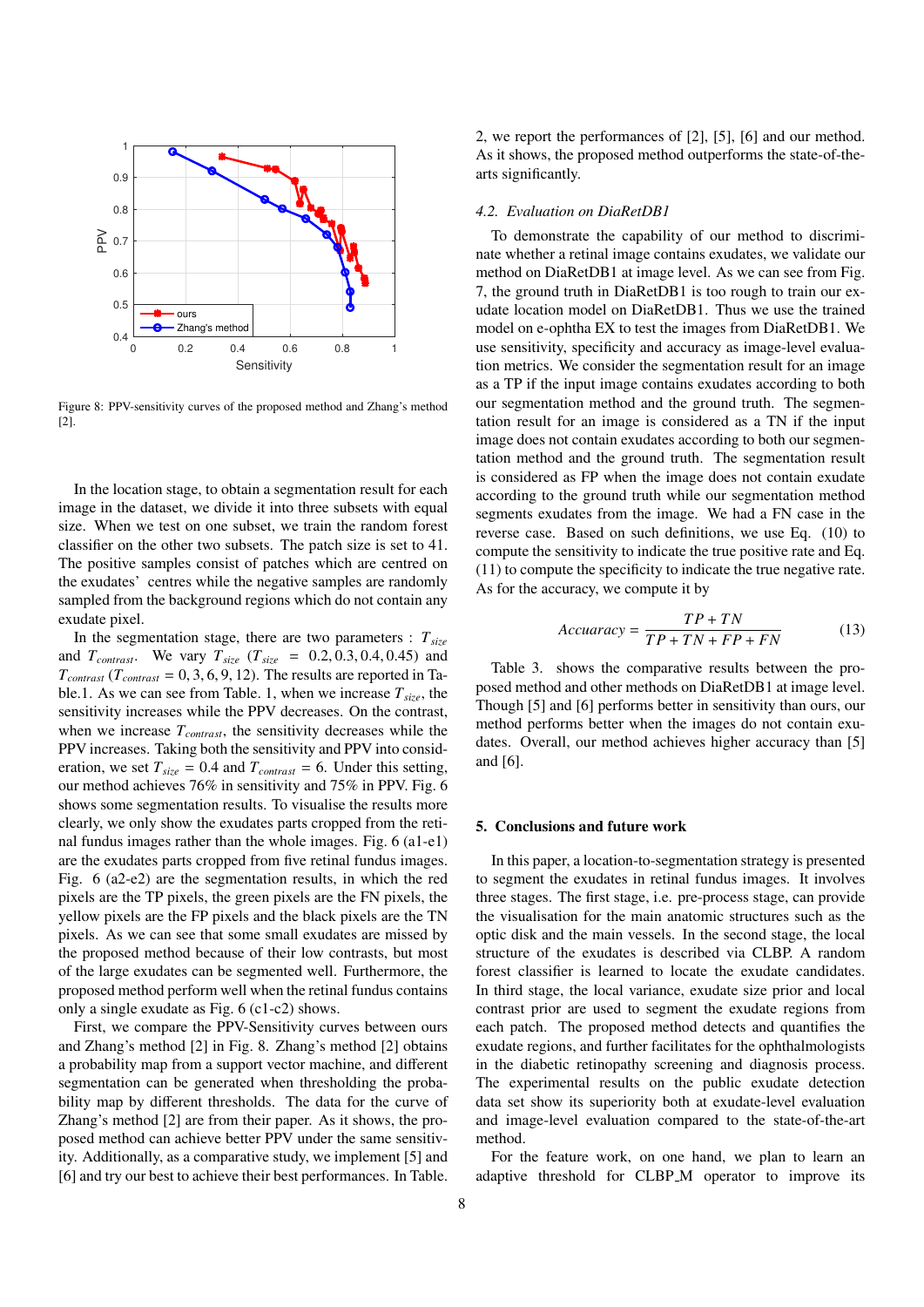Figure 8: PPV-sensitivity curves of the proposed method and Zhang's method [2].

In the location stage, to obtain a segmentation result for each image in the dataset, we divide it into three subsets with equal size. When we test on one subset, we train the random forest classifier on the other two subsets. The patch size is set to 41. The positive samples consist of patches which are centred on the exudates' centres while the negative samples are randomly sampled from the background regions which do not contain any exudate pixel.

In the segmentation stage, there are two parameters : $T_{size}$ and $T_{contrast}$. We vary $T_{size}$ ($T_{size} = 0.2, 0.3, 0.4, 0.45$) and $T_{contrast}$ ($T_{contrast} = 0, 3, 6, 9, 12$). The results are reported in Table.1. As we can see from Table. 1, when we increase $T_{size}$, the sensitivity increases while the PPV decreases. On the contrast, when we increase $T_{contrast}$, the sensitivity decreases while the PPV increases. Taking both the sensitivity and PPV into consideration, we set $T_{size} = 0.4$ and $T_{contrast} = 6$. Under this setting, our method achieves 76% in sensitivity and 75% in PPV. Fig. 6 shows some segmentation results. To visualise the results more clearly, we only show the exudates parts cropped from the retinal fundus images rather than the whole images. Fig. 6 (a1-e1) are the exudates parts cropped from five retinal fundus images. Fig. 6 (a2-e2) are the segmentation results, in which the red pixels are the TP pixels, the green pixels are the FN pixels, the yellow pixels are the FP pixels and the black pixels are the TN pixels. As we can see that some small exudates are missed by the proposed method because of their low contrasts, but most of the large exudates can be segmented well. Furthermore, the proposed method perform well when the retinal fundus contains only a single exudate as Fig. 6 (c1-c2) shows.

First, we compare the PPV-Sensitivity curves between ours and Zhang's method [2] in Fig. 8. Zhang's method [2] obtains a probability map from a support vector machine, and different segmentation can be generated when thresholding the probability map by different thresholds. The data for the curve of Zhang's method [2] are from their paper. As it shows, the proposed method can achieve better PPV under the same sensitivity. Additionally, as a comparative study, we implement [5] and [6] and try our best to achieve their best performances. In Table. 2, we report the performances of [2], [5], [6] and our method. As it shows, the proposed method outperforms the state-of-the-arts significantly.

### 4.2. Evaluation on DiaRetDB1

To demonstrate the capability of our method to discriminate whether a retinal image contains exudates, we validate our method on DiaRetDB1 at image level. As we can see from Fig. 7, the ground truth in DiaRetDB1 is too rough to train our exudate location model on DiaRetDB1. Thus we use the trained model on e-ophtha EX to test the images from DiaRetDB1. We use sensitivity, specificity and accuracy as image-level evaluation metrics. We consider the segmentation result for an image as a TP if the input image contains exudates according to both our segmentation method and the ground truth. The segmentation result for an image is considered as a TN if the input image does not contain exudates according to both our segmentation method and the ground truth. The segmentation result is considered as FP when the image does not contain exudate according to the ground truth while our segmentation method segments exudates from the image. We had a FN case in the reverse case. Based on such definitions, we use Eq. (10) to compute the sensitivity to indicate the true positive rate and Eq. (11) to compute the specificity to indicate the true negative rate. As for the accuracy, we compute it by

$$Accuaracy = \frac{TP + TN}{TP + TN + FP + FN} \tag{13}$$

Table 3. shows the comparative results between the proposed method and other methods on DiaRetDB1 at image level. Though [5] and [6] performs better in sensitivity than ours, our method performs better when the images do not contain exudates. Overall, our method achieves higher accuracy than [5] and [6].

## 5. Conclusions and future work

In this paper, a location-to-segmentation strategy is presented to segment the exudates in retinal fundus images. It involves three stages. The first stage, i.e. pre-process stage, can provide the visualisation for the main anatomic structures such as the optic disk and the main vessels. In the second stage, the local structure of the exudates is described via CLBP. A random forest classifier is learned to locate the exudate candidates. In third stage, the local variance, exudate size prior and local contrast prior are used to segment the exudate regions from each patch. The proposed method detects and quantifies the exudate regions, and further facilitates for the ophthalmologists in the diabetic retinopathy screening and diagnosis process. The experimental results on the public exudate detection data set show its superiority both at exudate-level evaluation and image-level evaluation compared to the state-of-the-art method.

For the feature work, on one hand, we plan to learn an adaptive threshold for CLBP_M operator to improve its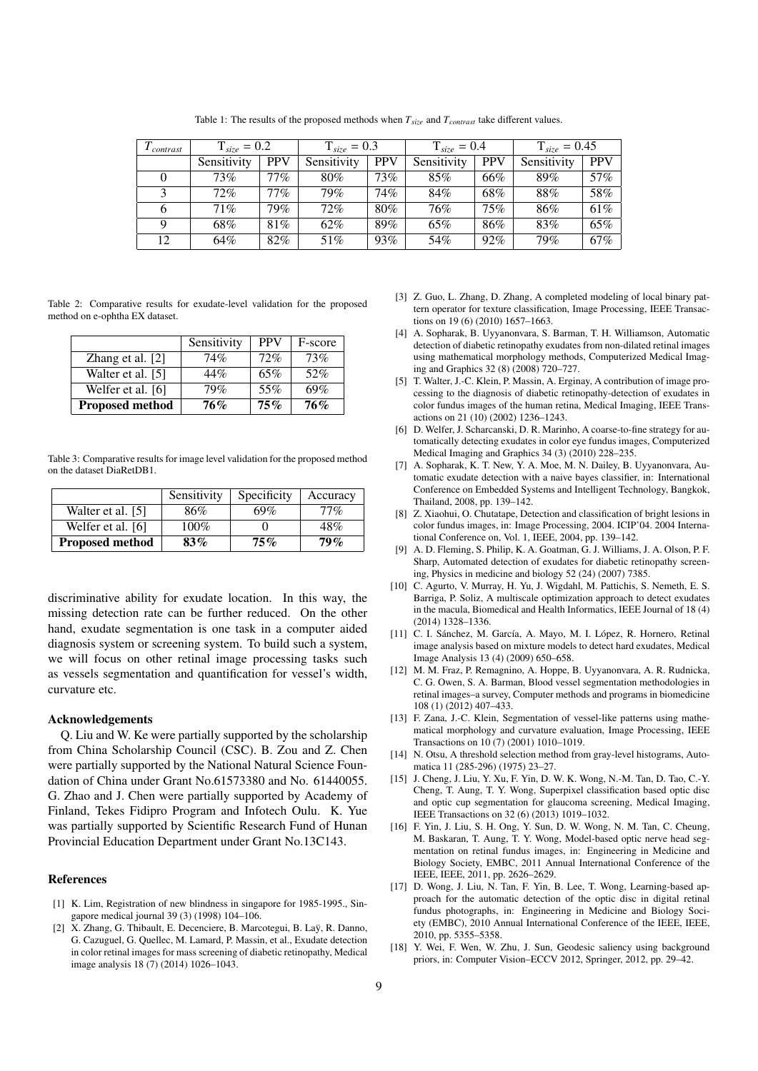Table 1: The results of the proposed methods when $T_{size}$ and $T_{contrast}$ take different values.

| $T_{contrast}$ | $T_{size}$ = 0.2 | | $T_{size}$ = 0.3 | | $T_{size}$ = 0.4 | | $T_{size}$ = 0.45 | |
|---|---|---|---|---|---|---|---|---|
| | Sensitivity | PPV | Sensitivity | PPV | Sensitivity | PPV | Sensitivity | PPV |
| 0 | 73% | 77% | 80% | 73% | 85% | 66% | 89% | 57% |
| 3 | 72% | 77% | 79% | 74% | 84% | 68% | 88% | 58% |
| 6 | 71% | 79% | 72% | 80% | 76% | 75% | 86% | 61% |
| 9 | 68% | 81% | 62% | 89% | 65% | 86% | 83% | 65% |
| 12 | 64% | 82% | 51% | 93% | 54% | 92% | 79% | 67% |

Table 2: Comparative results for exudate-level validation for the proposed method on e-ophtha EX dataset.

| | Sensitivity | PPV | F-score |
|---|---|---|---|
| Zhang et al. [2] | 74% | 72% | 73% |
| Walter et al. [5] | 44% | 65% | 52% |
| Welfer et al. [6] | 79% | 55% | 69% |
| **Proposed method** | **76%** | **75%** | **76%** |

Table 3: Comparative results for image level validation for the proposed method on the dataset DiaRetDB1.

| | Sensitivity | Specificity | Accuracy |
|---|---|---|---|
| Walter et al. [5] | 86% | 69% | 77% |
| Welfer et al. [6] | 100% | 0 | 48% |
| **Proposed method** | **83%** | **75%** | **79%** |

discriminative ability for exudate location. In this way, the missing detection rate can be further reduced. On the other hand, exudate segmentation is one task in a computer aided diagnosis system or screening system. To build such a system, we will focus on other retinal image processing tasks such as vessels segmentation and quantification for vessel's width, curvature etc.

## Acknowledgements

Q. Liu and W. Ke were partially supported by the scholarship from China Scholarship Council (CSC). B. Zou and Z. Chen were partially supported by the National Natural Science Foundation of China under Grant No.61573380 and No. 61440055. G. Zhao and J. Chen were partially supported by Academy of Finland, Tekes Fidipro Program and Infotech Oulu. K. Yue was partially supported by Scientific Research Fund of Hunan Provincial Education Department under Grant No.13C143.

## References

[1] K. Lim, Registration of new blindness in singapore for 1985-1995., Singapore medical journal 39 (3) (1998) 104–106.

[2] X. Zhang, G. Thibault, E. Decenciere, B. Marcotegui, B. Laÿ, R. Danno, G. Cazuguel, G. Quellec, M. Lamard, P. Massin, et al., Exudate detection in color retinal images for mass screening of diabetic retinopathy, Medical image analysis 18 (7) (2014) 1026–1043.

[3] Z. Guo, L. Zhang, D. Zhang, A completed modeling of local binary pattern operator for texture classification, Image Processing, IEEE Transactions on 19 (6) (2010) 1657–1663.

[4] A. Sopharak, B. Uyyanonvara, S. Barman, T. H. Williamson, Automatic detection of diabetic retinopathy exudates from non-dilated retinal images using mathematical morphology methods, Computerized Medical Imaging and Graphics 32 (8) (2008) 720–727.

[5] T. Walter, J.-C. Klein, P. Massin, A. Erginay, A contribution of image processing to the diagnosis of diabetic retinopathy-detection of exudates in color fundus images of the human retina, Medical Imaging, IEEE Transactions on 21 (10) (2002) 1236–1243.

[6] D. Welfer, J. Scharcanski, D. R. Marinho, A coarse-to-fine strategy for automatically detecting exudates in color eye fundus images, Computerized Medical Imaging and Graphics 34 (3) (2010) 228–235.

[7] A. Sopharak, K. T. New, Y. A. Moe, M. N. Dailey, B. Uyyanonvara, Automatic exudate detection with a naive bayes classifier, in: International Conference on Embedded Systems and Intelligent Technology, Bangkok, Thailand, 2008, pp. 139–142.

[8] Z. Xiaohui, O. Chutatape, Detection and classification of bright lesions in color fundus images, in: Image Processing, 2004. ICIP'04. 2004 International Conference on, Vol. 1, IEEE, 2004, pp. 139–142.

[9] A. D. Fleming, S. Philip, K. A. Goatman, G. J. Williams, J. A. Olson, P. F. Sharp, Automated detection of exudates for diabetic retinopathy screening, Physics in medicine and biology 52 (24) (2007) 7385.

[10] C. Agurto, V. Murray, H. Yu, J. Wigdahl, M. Pattichis, S. Nemeth, E. S. Barriga, P. Soliz, A multiscale optimization approach to detect exudates in the macula, Biomedical and Health Informatics, IEEE Journal of 18 (4) (2014) 1328–1336.

[11] C. I. Sánchez, M. García, A. Mayo, M. I. López, R. Hornero, Retinal image analysis based on mixture models to detect hard exudates, Medical Image Analysis 13 (4) (2009) 650–658.

[12] M. M. Fraz, P. Remagnino, A. Hoppe, B. Uyyanonvara, A. R. Rudnicka, C. G. Owen, S. A. Barman, Blood vessel segmentation methodologies in retinal images–a survey, Computer methods and programs in biomedicine 108 (1) (2012) 407–433.

[13] F. Zana, J.-C. Klein, Segmentation of vessel-like patterns using mathematical morphology and curvature evaluation, Image Processing, IEEE Transactions on 10 (7) (2001) 1010–1019.

[14] N. Otsu, A threshold selection method from gray-level histograms, Automatica 11 (285-296) (1975) 23–27.

[15] J. Cheng, J. Liu, Y. Xu, F. Yin, D. W. K. Wong, N.-M. Tan, D. Tao, C.-Y. Cheng, T. Aung, T. Y. Wong, Superpixel classification based optic disc and optic cup segmentation for glaucoma screening, Medical Imaging, IEEE Transactions on 32 (6) (2013) 1019–1032.

[16] F. Yin, J. Liu, S. H. Ong, Y. Sun, D. W. Wong, N. M. Tan, C. Cheung, M. Baskaran, T. Aung, T. Y. Wong, Model-based optic nerve head segmentation on retinal fundus images, in: Engineering in Medicine and Biology Society, EMBC, 2011 Annual International Conference of the IEEE, IEEE, 2011, pp. 2626–2629.

[17] D. Wong, J. Liu, N. Tan, F. Yin, B. Lee, T. Wong, Learning-based approach for the automatic detection of the optic disc in digital retinal fundus photographs, in: Engineering in Medicine and Biology Society (EMBC), 2010 Annual International Conference of the IEEE, IEEE, 2010, pp. 5355–5358.

[18] Y. Wei, F. Wen, W. Zhu, J. Sun, Geodesic saliency using background priors, in: Computer Vision–ECCV 2012, Springer, 2012, pp. 29–42.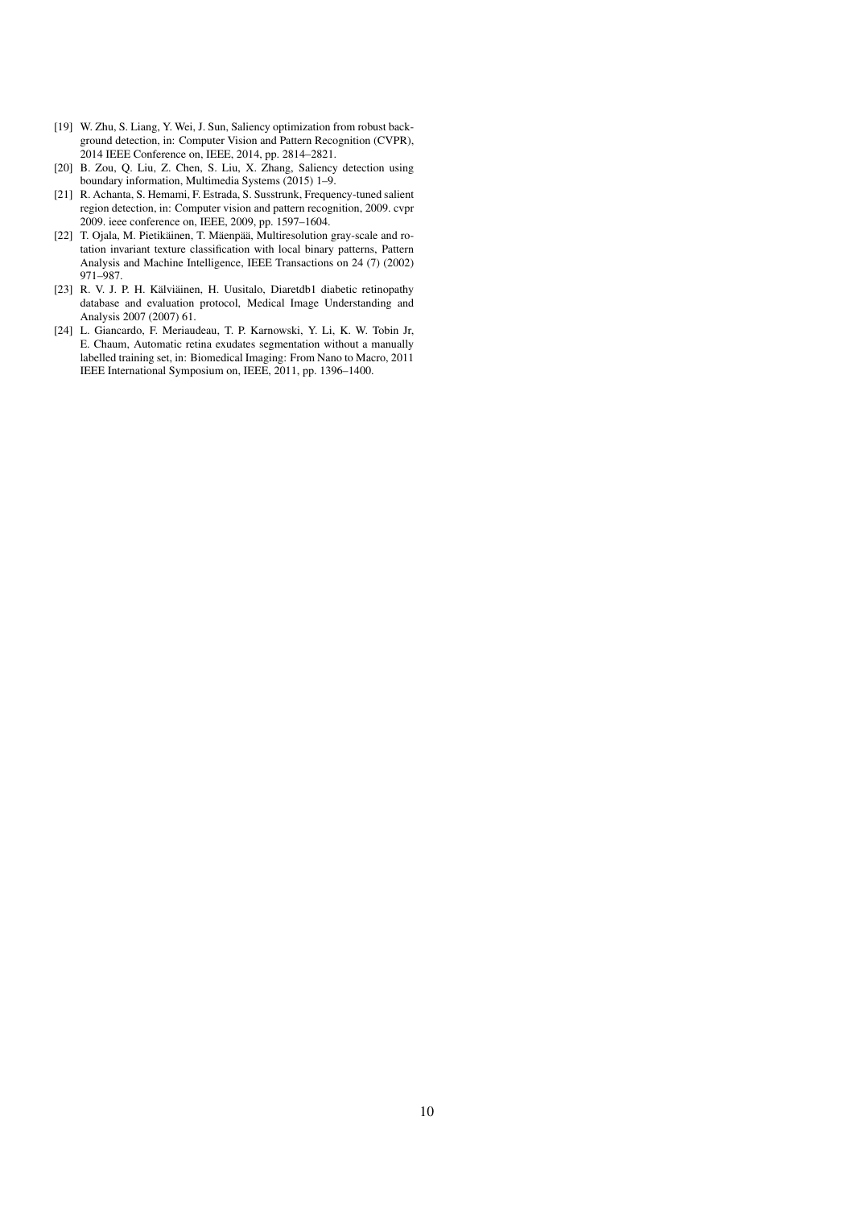[19] W. Zhu, S. Liang, Y. Wei, J. Sun, Saliency optimization from robust background detection, in: Computer Vision and Pattern Recognition (CVPR), 2014 IEEE Conference on, IEEE, 2014, pp. 2814–2821.

[20] B. Zou, Q. Liu, Z. Chen, S. Liu, X. Zhang, Saliency detection using boundary information, Multimedia Systems (2015) 1–9.

[21] R. Achanta, S. Hemami, F. Estrada, S. Susstrunk, Frequency-tuned salient region detection, in: Computer vision and pattern recognition, 2009. cvpr 2009. ieee conference on, IEEE, 2009, pp. 1597–1604.

[22] T. Ojala, M. Pietikäinen, T. Mäenpää, Multiresolution gray-scale and rotation invariant texture classification with local binary patterns, Pattern Analysis and Machine Intelligence, IEEE Transactions on 24 (7) (2002) 971–987.

[23] R. V. J. P. H. Kälviäinen, H. Uusitalo, Diaretdb1 diabetic retinopathy database and evaluation protocol, Medical Image Understanding and Analysis 2007 (2007) 61.

[24] L. Giancardo, F. Meriaudeau, T. P. Karnowski, Y. Li, K. W. Tobin Jr, E. Chaum, Automatic retina exudates segmentation without a manually labelled training set, in: Biomedical Imaging: From Nano to Macro, 2011 IEEE International Symposium on, IEEE, 2011, pp. 1396–1400.